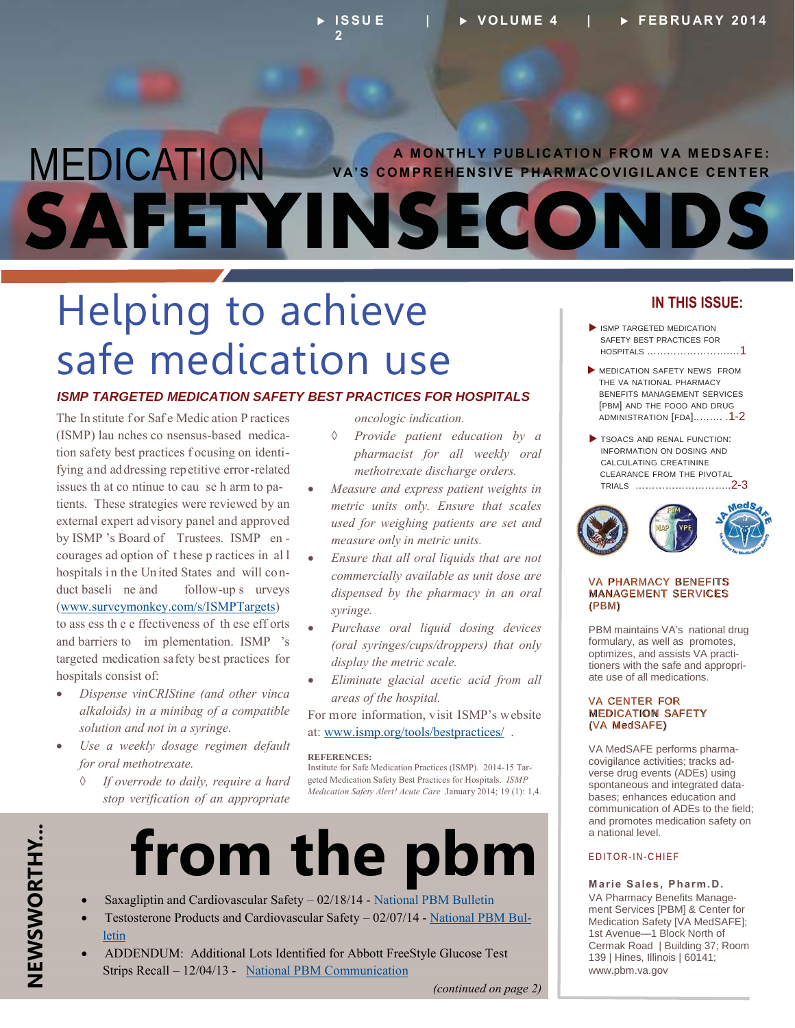# MEDICATION SAFETY IN SECONDS

A MONTHLY PUBLICATION FROM VA MEDSAFE: VA'S COMPREHENSIVE PHARMACOVIGILANCE CENTER

ISSUE 2 | VOLUME 4 | FEBRUARY 2014

## Helping to achieve safe medication use

### *ISMP TARGETED MEDICATION SAFETY BEST PRACTICES FOR HOSPITALS*

The Institute for Safe Medication Practices (ISMP) launches consensus-based medication safety best practices focusing on identifying and addressing repetitive error-related issues that continue to cause harm to patients. These strategies were reviewed by an external expert advisory panel and approved by ISMP's Board of Trustees. ISMP encourages adoption of these practices in all hospitals in the United States and will conduct baseline and follow-up surveys ([www.surveymonkey.com/s/ISMPTargets](www.surveymonkey.com/s/ISMPTargets)) to assess the effectiveness of these efforts and barriers to implementation. ISMP's targeted medication safety best practices for hospitals consist of:

- *Dispense vinCRIStine (and other vinca alkaloids) in a minibag of a compatible solution and not in a syringe.*
- *Use a weekly dosage regimen default for oral methotrexate.*
  - ◊ *If overrode to daily, require a hard stop verification of an appropriate oncologic indication.*
  - ◊ *Provide patient education by a pharmacist for all weekly oral methotrexate discharge orders.*
- *Measure and express patient weights in metric units only. Ensure that scales used for weighing patients are set and measure only in metric units.*
- *Ensure that all oral liquids that are not commercially available as unit dose are dispensed by the pharmacy in an oral syringe.*
- *Purchase oral liquid dosing devices (oral syringes/cups/droppers) that only display the metric scale.*
- *Eliminate glacial acetic acid from all areas of the hospital.*

For more information, visit ISMP's website at: [www.ismp.org/tools/bestpractices/](www.ismp.org/tools/bestpractices/).

**REFERENCES:**
Institute for Safe Medication Practices (ISMP). 2014-15 Targeted Medication Safety Best Practices for Hospitals. *ISMP Medication Safety Alert! Acute Care* January 2014; 19 (1): 1,4.

## NEWSWORTHY... from the pbm

- Saxagliptin and Cardiovascular Safety – 02/18/14 - National PBM Bulletin
- Testosterone Products and Cardiovascular Safety – 02/07/14 - National PBM Bulletin
- ADDENDUM: Additional Lots Identified for Abbott FreeStyle Glucose Test Strips Recall – 12/04/13 - National PBM Communication

*(continued on page 2)*

---

### IN THIS ISSUE:

- ISMP TARGETED MEDICATION SAFETY BEST PRACTICES FOR HOSPITALS ..........1
- MEDICATION SAFETY NEWS FROM THE VA NATIONAL PHARMACY BENEFITS MANAGEMENT SERVICES [PBM] AND THE FOOD AND DRUG ADMINISTRATION [FDA]......... .1-2
- TSOACS AND RENAL FUNCTION: INFORMATION ON DOSING AND CALCULATING CREATININE CLEARANCE FROM THE PIVOTAL TRIALS ..........2-3

### VA PHARMACY BENEFITS MANAGEMENT SERVICES (PBM)

PBM maintains VA's national drug formulary, as well as promotes, optimizes, and assists VA practitioners with the safe and appropriate use of all medications.

### VA CENTER FOR MEDICATION SAFETY (VA MedSAFE)

VA MedSAFE performs pharmacovigilance activities; tracks adverse drug events (ADEs) using spontaneous and integrated databases; enhances education and communication of ADEs to the field; and promotes medication safety on a national level.

### EDITOR-IN-CHIEF

**Marie Sales, Pharm.D.**
VA Pharmacy Benefits Management Services [PBM] & Center for Medication Safety [VA MedSAFE]; 1st Avenue—1 Block North of Cermak Road | Building 37; Room 139 | Hines, Illinois | 60141; www.pbm.va.gov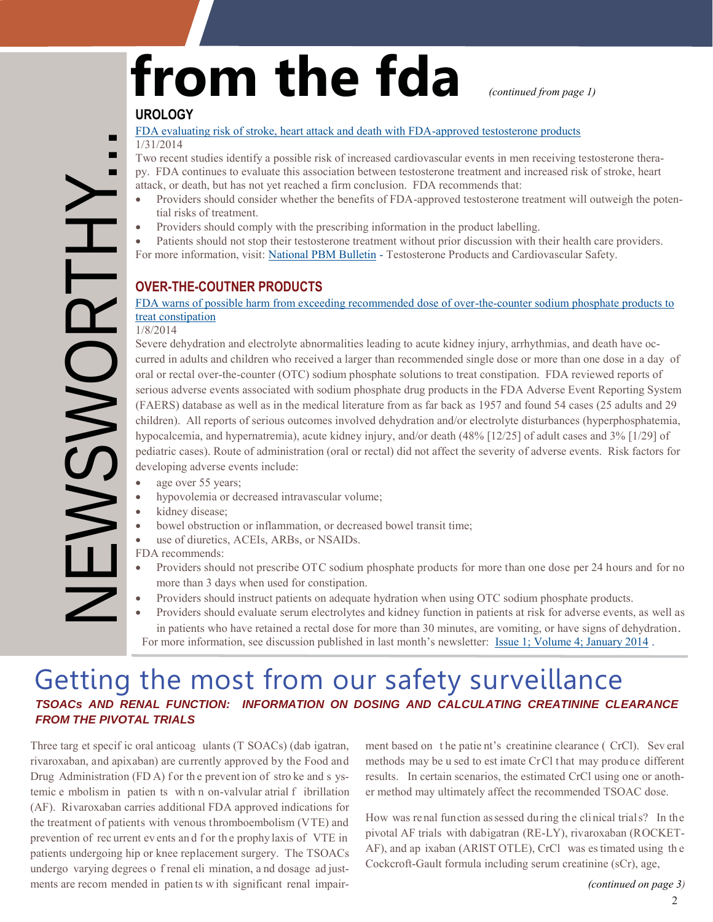# from the fda *(continued from page 1)*

NEWSWORTHY...

## UROLOGY

[FDA evaluating risk of stroke, heart attack and death with FDA-approved testosterone products]

1/31/2014

Two recent studies identify a possible risk of increased cardiovascular events in men receiving testosterone therapy. FDA continues to evaluate this association between testosterone treatment and increased risk of stroke, heart attack, or death, but has not yet reached a firm conclusion. FDA recommends that:

- Providers should consider whether the benefits of FDA-approved testosterone treatment will outweigh the potential risks of treatment.
- Providers should comply with the prescribing information in the product labelling.
- Patients should not stop their testosterone treatment without prior discussion with their health care providers.

For more information, visit: National PBM Bulletin - Testosterone Products and Cardiovascular Safety.

## OVER-THE-COUTNER PRODUCTS

[FDA warns of possible harm from exceeding recommended dose of over-the-counter sodium phosphate products to treat constipation]

1/8/2014

Severe dehydration and electrolyte abnormalities leading to acute kidney injury, arrhythmias, and death have occurred in adults and children who received a larger than recommended single dose or more than one dose in a day of oral or rectal over-the-counter (OTC) sodium phosphate solutions to treat constipation. FDA reviewed reports of serious adverse events associated with sodium phosphate drug products in the FDA Adverse Event Reporting System (FAERS) database as well as in the medical literature from as far back as 1957 and found 54 cases (25 adults and 29 children). All reports of serious outcomes involved dehydration and/or electrolyte disturbances (hyperphosphatemia, hypocalcemia, and hypernatremia), acute kidney injury, and/or death (48% [12/25] of adult cases and 3% [1/29] of pediatric cases). Route of administration (oral or rectal) did not affect the severity of adverse events. Risk factors for developing adverse events include:

- age over 55 years;
- hypovolemia or decreased intravascular volume;
- kidney disease;
- bowel obstruction or inflammation, or decreased bowel transit time;
- use of diuretics, ACEIs, ARBs, or NSAIDs.

FDA recommends:

- Providers should not prescribe OTC sodium phosphate products for more than one dose per 24 hours and for no more than 3 days when used for constipation.
- Providers should instruct patients on adequate hydration when using OTC sodium phosphate products.
- Providers should evaluate serum electrolytes and kidney function in patients at risk for adverse events, as well as in patients who have retained a rectal dose for more than 30 minutes, are vomiting, or have signs of dehydration.

For more information, see discussion published in last month's newsletter: Issue 1; Volume 4; January 2014 .

# Getting the most from our safety surveillance

### *TSOACs AND RENAL FUNCTION: INFORMATION ON DOSING AND CALCULATING CREATININE CLEARANCE FROM THE PIVOTAL TRIALS*

Three target specific oral anticoagulants (TSOACs) (dabigatran, rivaroxaban, and apixaban) are currently approved by the Food and Drug Administration (FDA) for the prevention of stroke and systemic embolism in patients with non-valvular atrial fibrillation (AF). Rivaroxaban carries additional FDA approved indications for the treatment of patients with venous thromboembolism (VTE) and prevention of recurrent events and for the prophylaxis of VTE in patients undergoing hip or knee replacement surgery. The TSOACs undergo varying degrees of renal elimination, and dosage adjustments are recommended in patients with significant renal impairment based on the patient's creatinine clearance (CrCl). Several methods may be used to estimate CrCl that may produce different results. In certain scenarios, the estimated CrCl using one or another method may ultimately affect the recommended TSOAC dose.

How was renal function assessed during the clinical trials? In the pivotal AF trials with dabigatran (RE-LY), rivaroxaban (ROCKET-AF), and apixaban (ARISTOTLE), CrCl was estimated using the Cockcroft-Gault formula including serum creatinine (sCr), age,

*(continued on page 3)*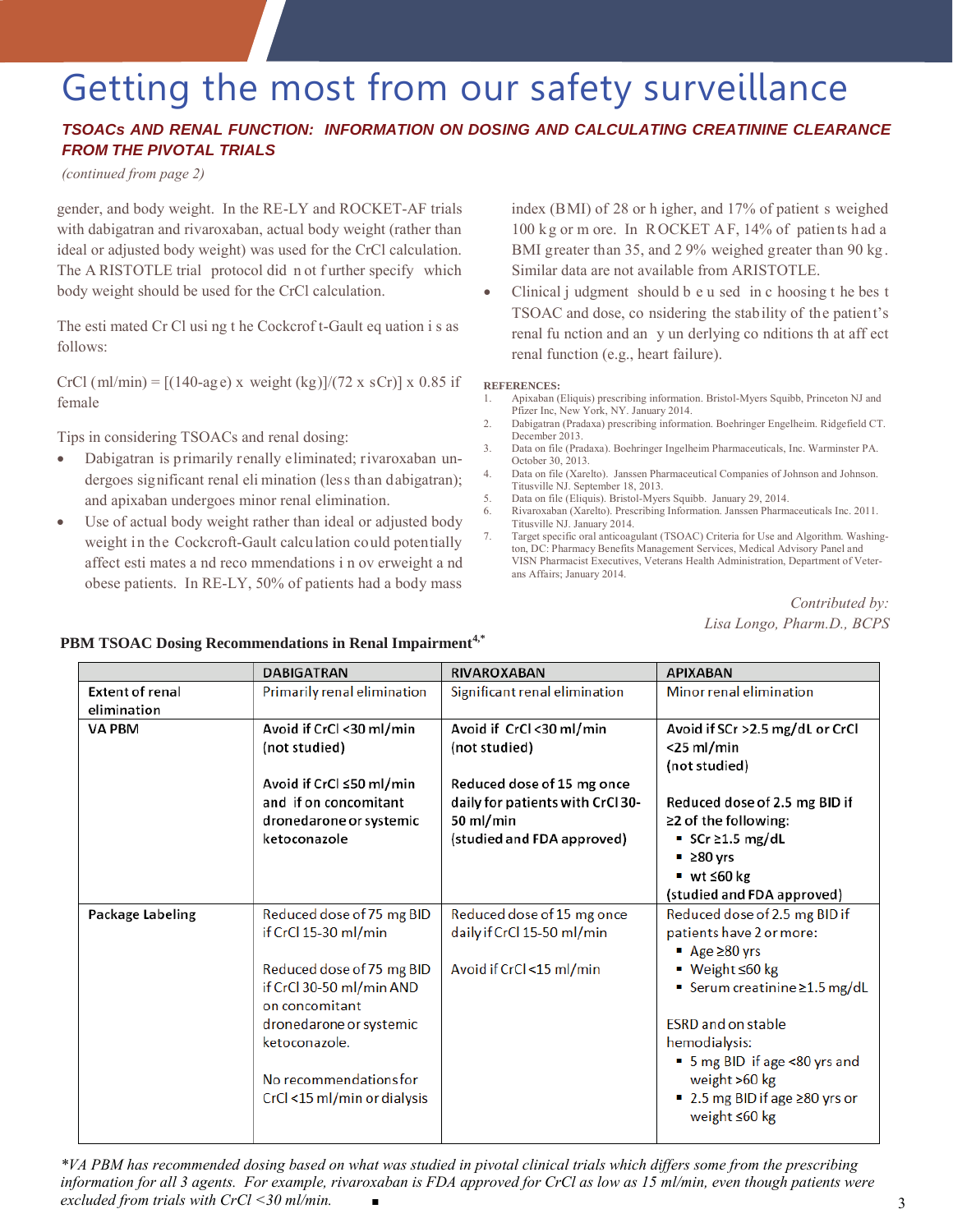# Getting the most from our safety surveillance

***TSOACs AND RENAL FUNCTION: INFORMATION ON DOSING AND CALCULATING CREATININE CLEARANCE FROM THE PIVOTAL TRIALS***

*(continued from page 2)*

gender, and body weight. In the RE-LY and ROCKET-AF trials with dabigatran and rivaroxaban, actual body weight (rather than ideal or adjusted body weight) was used for the CrCl calculation. The ARISTOTLE trial protocol did not further specify which body weight should be used for the CrCl calculation.

The estimated CrCl using the Cockcroft-Gault equation is as follows:

CrCl (ml/min) = [(140-age) x weight (kg)]/(72 x sCr)] x 0.85 if female

Tips in considering TSOACs and renal dosing:

- Dabigatran is primarily renally eliminated; rivaroxaban undergoes significant renal elimination (less than dabigatran); and apixaban undergoes minor renal elimination.
- Use of actual body weight rather than ideal or adjusted body weight in the Cockcroft-Gault calculation could potentially affect estimates and recommendations in overweight and obese patients. In RE-LY, 50% of patients had a body mass index (BMI) of 28 or higher, and 17% of patients weighed 100 kg or more. In ROCKET AF, 14% of patients had a BMI greater than 35, and 29% weighed greater than 90 kg. Similar data are not available from ARISTOTLE.
- Clinical judgment should be used in choosing the best TSOAC and dose, considering the stability of the patient's renal function and any underlying conditions that affect renal function (e.g., heart failure).

**REFERENCES:**

1. Apixaban (Eliquis) prescribing information. Bristol-Myers Squibb, Princeton NJ and Pfizer Inc, New York, NY. January 2014.
2. Dabigatran (Pradaxa) prescribing information. Boehringer Engelheim. Ridgefield CT. December 2013.
3. Data on file (Pradaxa). Boehringer Ingelheim Pharmaceuticals, Inc. Warminster PA. October 30, 2013.
4. Data on file (Xarelto). Janssen Pharmaceutical Companies of Johnson and Johnson. Titusville NJ. September 18, 2013.
5. Data on file (Eliquis). Bristol-Myers Squibb. January 29, 2014.
6. Rivaroxaban (Xarelto). Prescribing Information. Janssen Pharmaceuticals Inc. 2011. Titusville NJ. January 2014.
7. Target specific oral anticoagulant (TSOAC) Criteria for Use and Algorithm. Washington, DC: Pharmacy Benefits Management Services, Medical Advisory Panel and VISN Pharmacist Executives, Veterans Health Administration, Department of Veterans Affairs; January 2014.

*Contributed by:*
*Lisa Longo, Pharm.D., BCPS*

**PBM TSOAC Dosing Recommendations in Renal Impairment[4,*]**

| | DABIGATRAN | RIVAROXABAN | APIXABAN |
|---|---|---|---|
| Extent of renal elimination | Primarily renal elimination | Significant renal elimination | Minor renal elimination |
| VA PBM | Avoid if CrCl <30 ml/min (not studied)<br><br>Avoid if CrCl ≤50 ml/min and if on concomitant dronedarone or systemic ketoconazole | Avoid if CrCl <30 ml/min (not studied)<br><br>Reduced dose of 15 mg once daily for patients with CrCl 30-50 ml/min (studied and FDA approved) | Avoid if SCr >2.5 mg/dL or CrCl <25 ml/min (not studied)<br><br>Reduced dose of 2.5 mg BID if ≥2 of the following:<br>▪ SCr ≥1.5 mg/dL<br>▪ ≥80 yrs<br>▪ wt ≤60 kg<br>(studied and FDA approved) |
| Package Labeling | Reduced dose of 75 mg BID if CrCl 15-30 ml/min<br><br>Reduced dose of 75 mg BID if CrCl 30-50 ml/min AND on concomitant dronedarone or systemic ketoconazole.<br><br>No recommendations for CrCl <15 ml/min or dialysis | Reduced dose of 15 mg once daily if CrCl 15-50 ml/min<br><br>Avoid if CrCl <15 ml/min | Reduced dose of 2.5 mg BID if patients have 2 or more:<br>▪ Age ≥80 yrs<br>▪ Weight ≤60 kg<br>▪ Serum creatinine ≥1.5 mg/dL<br><br>ESRD and on stable hemodialysis:<br>▪ 5 mg BID if age <80 yrs and weight >60 kg<br>▪ 2.5 mg BID if age ≥80 yrs or weight ≤60 kg |

*\*VA PBM has recommended dosing based on what was studied in pivotal clinical trials which differs some from the prescribing information for all 3 agents. For example, rivaroxaban is FDA approved for CrCl as low as 15 ml/min, even though patients were excluded from trials with CrCl <30 ml/min.* ▪